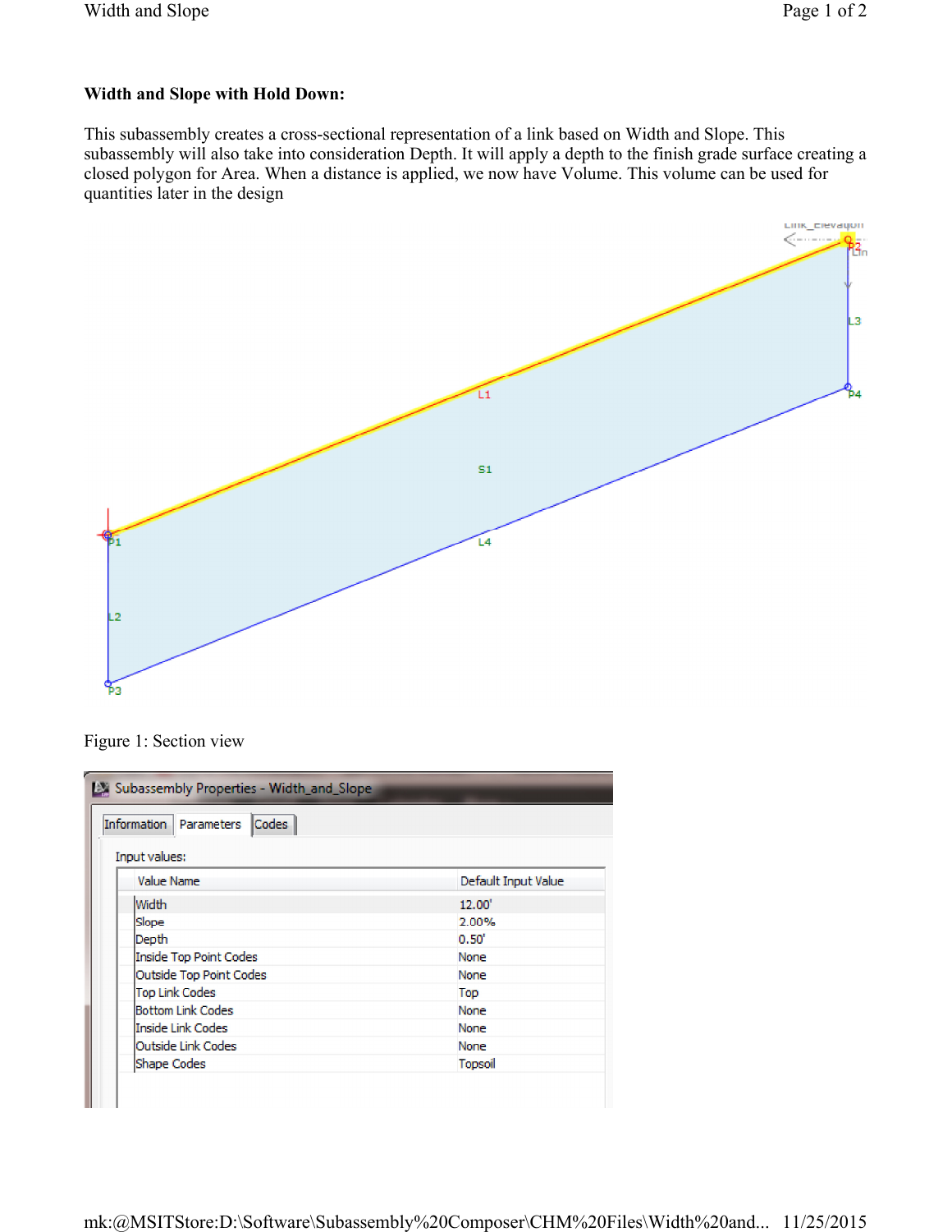**Width and Slope with Hold Down:**

This subassembly creates a cross-sectional representation of a link based on Width and Slope. This subassembly will also take into consideration Depth. It will apply a depth to the finish grade surface creating a closed polygon for Area. When a distance is applied, we now have Volume. This volume can be used for quantities later in the design

Figure 1: Section view

Subassembly Properties - Width_and_Slope

Information | Parameters | Codes

Input values:

| Value Name | Default Input Value |
|---|---|
| Width | 12.00' |
| Slope | 2.00% |
| Depth | 0.50' |
| Inside Top Point Codes | None |
| Outside Top Point Codes | None |
| Top Link Codes | Top |
| Bottom Link Codes | None |
| Inside Link Codes | None |
| Outside Link Codes | None |
| Shape Codes | Topsoil |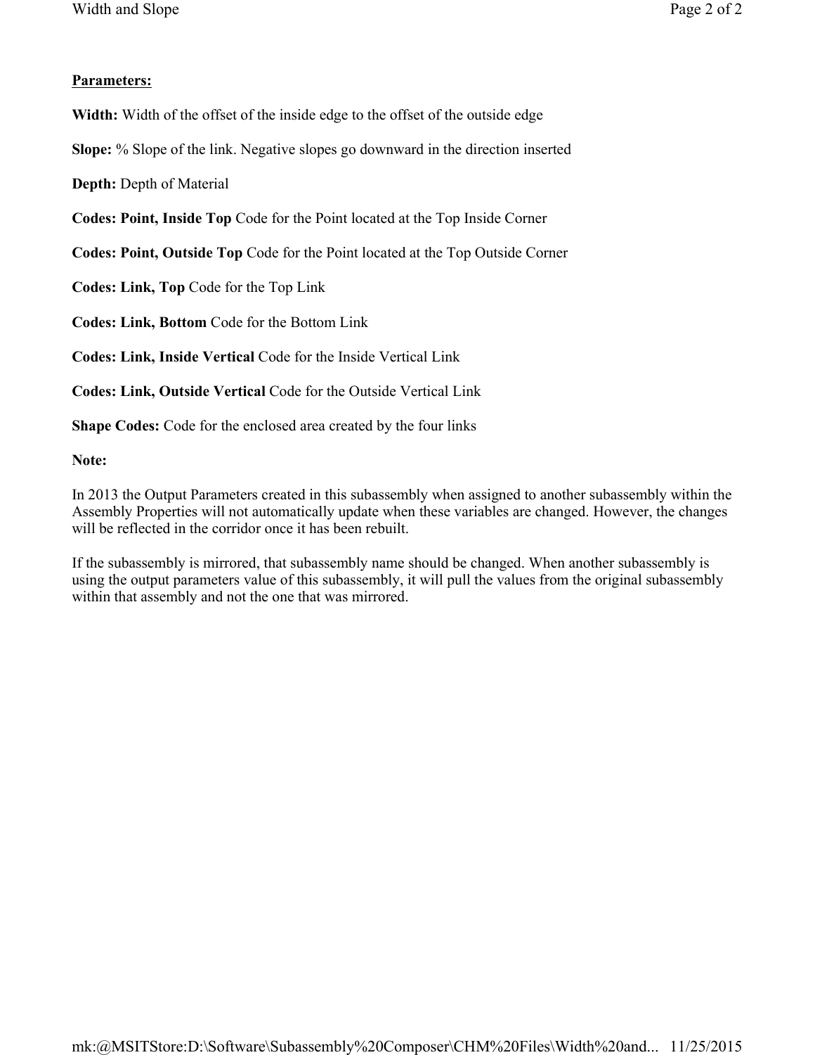**Parameters:**

**Width:** Width of the offset of the inside edge to the offset of the outside edge

**Slope:** % Slope of the link. Negative slopes go downward in the direction inserted

**Depth:** Depth of Material

**Codes: Point, Inside Top** Code for the Point located at the Top Inside Corner

**Codes: Point, Outside Top** Code for the Point located at the Top Outside Corner

**Codes: Link, Top** Code for the Top Link

**Codes: Link, Bottom** Code for the Bottom Link

**Codes: Link, Inside Vertical** Code for the Inside Vertical Link

**Codes: Link, Outside Vertical** Code for the Outside Vertical Link

**Shape Codes:** Code for the enclosed area created by the four links

**Note:**

In 2013 the Output Parameters created in this subassembly when assigned to another subassembly within the Assembly Properties will not automatically update when these variables are changed. However, the changes will be reflected in the corridor once it has been rebuilt.

If the subassembly is mirrored, that subassembly name should be changed. When another subassembly is using the output parameters value of this subassembly, it will pull the values from the original subassembly within that assembly and not the one that was mirrored.